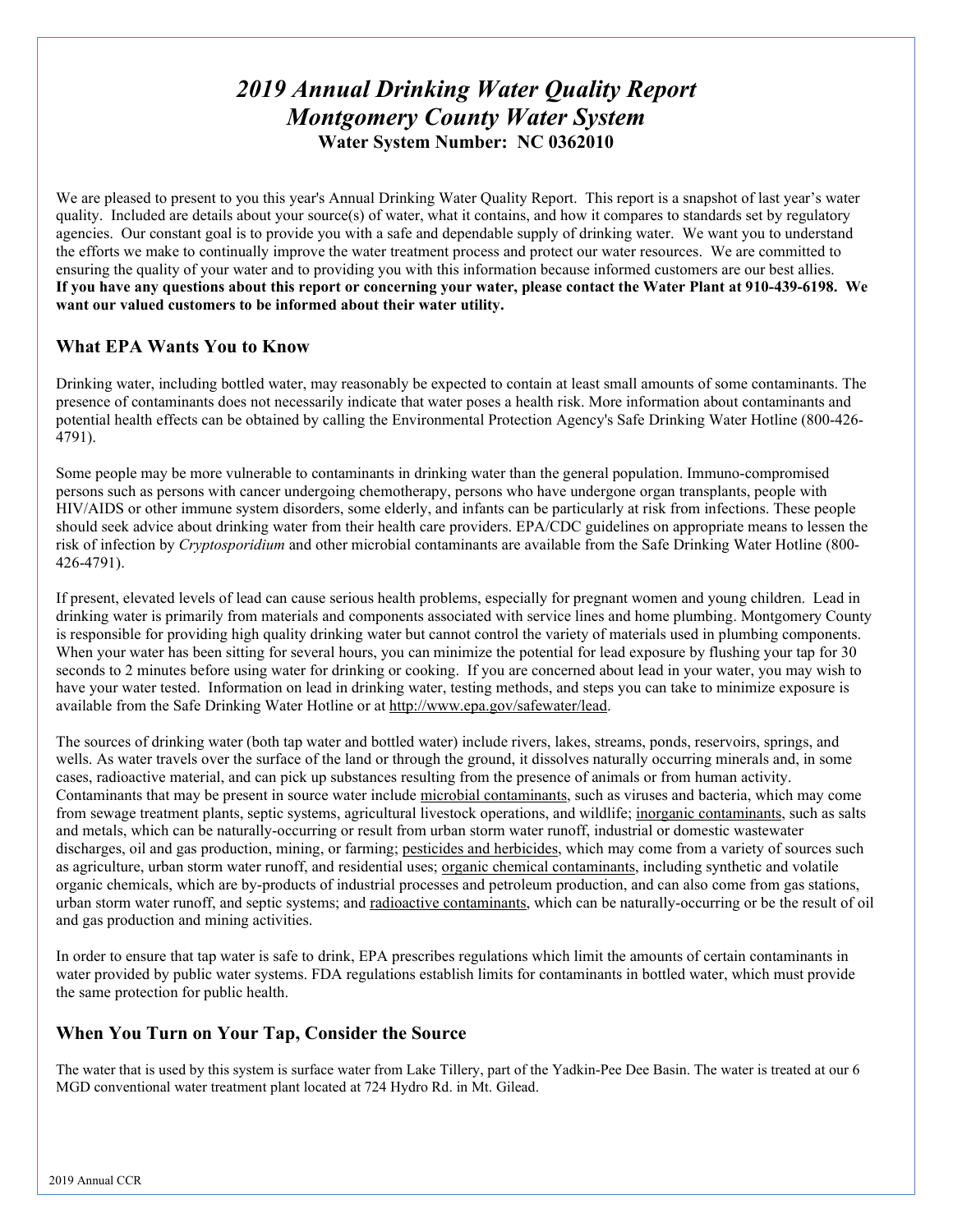# *2019 Annual Drinking Water Quality Report*
# *Montgomery County Water System*
**Water System Number: NC 0362010**

We are pleased to present to you this year's Annual Drinking Water Quality Report. This report is a snapshot of last year's water quality. Included are details about your source(s) of water, what it contains, and how it compares to standards set by regulatory agencies. Our constant goal is to provide you with a safe and dependable supply of drinking water. We want you to understand the efforts we make to continually improve the water treatment process and protect our water resources. We are committed to ensuring the quality of your water and to providing you with this information because informed customers are our best allies. **If you have any questions about this report or concerning your water, please contact the Water Plant at 910-439-6198. We want our valued customers to be informed about their water utility.**

## What EPA Wants You to Know

Drinking water, including bottled water, may reasonably be expected to contain at least small amounts of some contaminants. The presence of contaminants does not necessarily indicate that water poses a health risk. More information about contaminants and potential health effects can be obtained by calling the Environmental Protection Agency's Safe Drinking Water Hotline (800-426-4791).

Some people may be more vulnerable to contaminants in drinking water than the general population. Immuno-compromised persons such as persons with cancer undergoing chemotherapy, persons who have undergone organ transplants, people with HIV/AIDS or other immune system disorders, some elderly, and infants can be particularly at risk from infections. These people should seek advice about drinking water from their health care providers. EPA/CDC guidelines on appropriate means to lessen the risk of infection by *Cryptosporidium* and other microbial contaminants are available from the Safe Drinking Water Hotline (800-426-4791).

If present, elevated levels of lead can cause serious health problems, especially for pregnant women and young children. Lead in drinking water is primarily from materials and components associated with service lines and home plumbing. Montgomery County is responsible for providing high quality drinking water but cannot control the variety of materials used in plumbing components. When your water has been sitting for several hours, you can minimize the potential for lead exposure by flushing your tap for 30 seconds to 2 minutes before using water for drinking or cooking. If you are concerned about lead in your water, you may wish to have your water tested. Information on lead in drinking water, testing methods, and steps you can take to minimize exposure is available from the Safe Drinking Water Hotline or at http://www.epa.gov/safewater/lead.

The sources of drinking water (both tap water and bottled water) include rivers, lakes, streams, ponds, reservoirs, springs, and wells. As water travels over the surface of the land or through the ground, it dissolves naturally occurring minerals and, in some cases, radioactive material, and can pick up substances resulting from the presence of animals or from human activity. Contaminants that may be present in source water include microbial contaminants, such as viruses and bacteria, which may come from sewage treatment plants, septic systems, agricultural livestock operations, and wildlife; inorganic contaminants, such as salts and metals, which can be naturally-occurring or result from urban storm water runoff, industrial or domestic wastewater discharges, oil and gas production, mining, or farming; pesticides and herbicides, which may come from a variety of sources such as agriculture, urban storm water runoff, and residential uses; organic chemical contaminants, including synthetic and volatile organic chemicals, which are by-products of industrial processes and petroleum production, and can also come from gas stations, urban storm water runoff, and septic systems; and radioactive contaminants, which can be naturally-occurring or be the result of oil and gas production and mining activities.

In order to ensure that tap water is safe to drink, EPA prescribes regulations which limit the amounts of certain contaminants in water provided by public water systems. FDA regulations establish limits for contaminants in bottled water, which must provide the same protection for public health.

## When You Turn on Your Tap, Consider the Source

The water that is used by this system is surface water from Lake Tillery, part of the Yadkin-Pee Dee Basin. The water is treated at our 6 MGD conventional water treatment plant located at 724 Hydro Rd. in Mt. Gilead.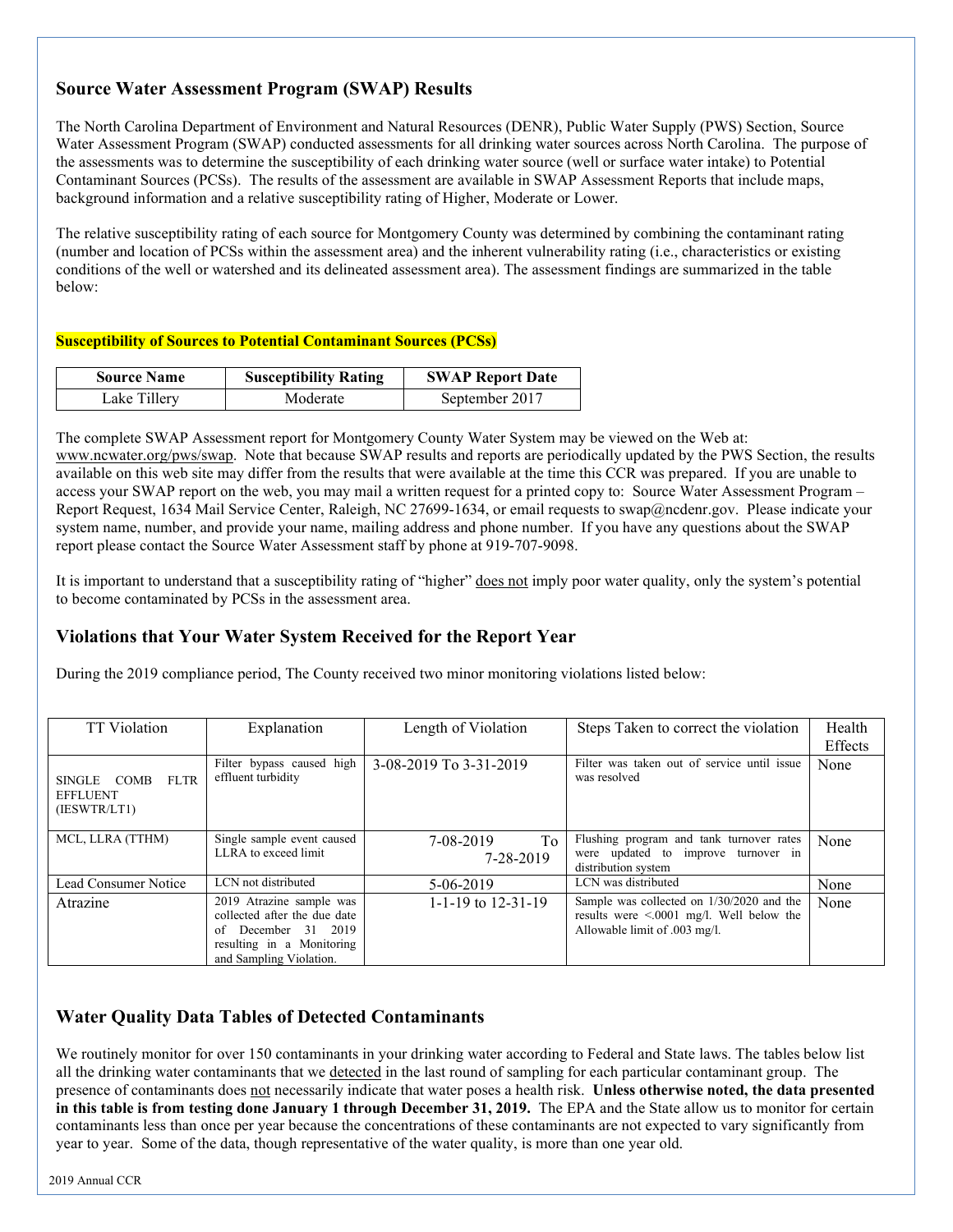## Source Water Assessment Program (SWAP) Results

The North Carolina Department of Environment and Natural Resources (DENR), Public Water Supply (PWS) Section, Source Water Assessment Program (SWAP) conducted assessments for all drinking water sources across North Carolina. The purpose of the assessments was to determine the susceptibility of each drinking water source (well or surface water intake) to Potential Contaminant Sources (PCSs). The results of the assessment are available in SWAP Assessment Reports that include maps, background information and a relative susceptibility rating of Higher, Moderate or Lower.

The relative susceptibility rating of each source for Montgomery County was determined by combining the contaminant rating (number and location of PCSs within the assessment area) and the inherent vulnerability rating (i.e., characteristics or existing conditions of the well or watershed and its delineated assessment area). The assessment findings are summarized in the table below:

**Susceptibility of Sources to Potential Contaminant Sources (PCSs)**

| Source Name | Susceptibility Rating | SWAP Report Date |
|---|---|---|
| Lake Tillery | Moderate | September 2017 |

The complete SWAP Assessment report for Montgomery County Water System may be viewed on the Web at: www.ncwater.org/pws/swap. Note that because SWAP results and reports are periodically updated by the PWS Section, the results available on this web site may differ from the results that were available at the time this CCR was prepared. If you are unable to access your SWAP report on the web, you may mail a written request for a printed copy to: Source Water Assessment Program – Report Request, 1634 Mail Service Center, Raleigh, NC 27699-1634, or email requests to swap@ncdenr.gov. Please indicate your system name, number, and provide your name, mailing address and phone number. If you have any questions about the SWAP report please contact the Source Water Assessment staff by phone at 919-707-9098.

It is important to understand that a susceptibility rating of "higher" does not imply poor water quality, only the system's potential to become contaminated by PCSs in the assessment area.

## Violations that Your Water System Received for the Report Year

During the 2019 compliance period, The County received two minor monitoring violations listed below:

| TT Violation | Explanation | Length of Violation | Steps Taken to correct the violation | Health Effects |
|---|---|---|---|---|
| SINGLE COMB FLTR EFFLUENT (IESWTR/LT1) | Filter bypass caused high effluent turbidity | 3-08-2019 To 3-31-2019 | Filter was taken out of service until issue was resolved | None |
| MCL, LLRA (TTHM) | Single sample event caused LLRA to exceed limit | 7-08-2019 To 7-28-2019 | Flushing program and tank turnover rates were updated to improve turnover in distribution system | None |
| Lead Consumer Notice | LCN not distributed | 5-06-2019 | LCN was distributed | None |
| Atrazine | 2019 Atrazine sample was collected after the due date of December 31 2019 resulting in a Monitoring and Sampling Violation. | 1-1-19 to 12-31-19 | Sample was collected on 1/30/2020 and the results were <.0001 mg/l. Well below the Allowable limit of .003 mg/l. | None |

## Water Quality Data Tables of Detected Contaminants

We routinely monitor for over 150 contaminants in your drinking water according to Federal and State laws. The tables below list all the drinking water contaminants that we detected in the last round of sampling for each particular contaminant group. The presence of contaminants does not necessarily indicate that water poses a health risk. **Unless otherwise noted, the data presented in this table is from testing done January 1 through December 31, 2019.** The EPA and the State allow us to monitor for certain contaminants less than once per year because the concentrations of these contaminants are not expected to vary significantly from year to year. Some of the data, though representative of the water quality, is more than one year old.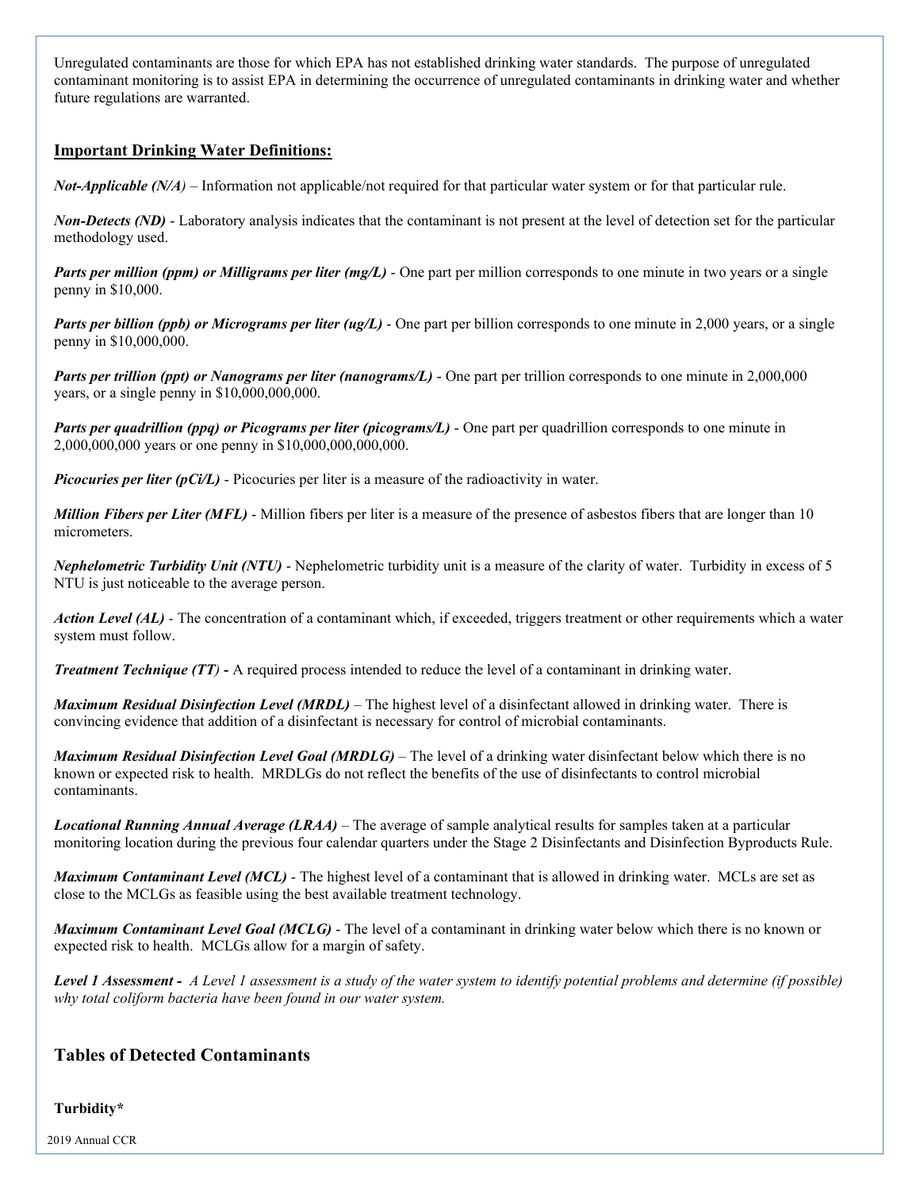Unregulated contaminants are those for which EPA has not established drinking water standards. The purpose of unregulated contaminant monitoring is to assist EPA in determining the occurrence of unregulated contaminants in drinking water and whether future regulations are warranted.

## Important Drinking Water Definitions:

***Not-Applicable (N/A)*** – Information not applicable/not required for that particular water system or for that particular rule.

***Non-Detects (ND)*** - Laboratory analysis indicates that the contaminant is not present at the level of detection set for the particular methodology used.

***Parts per million (ppm) or Milligrams per liter (mg/L)*** - One part per million corresponds to one minute in two years or a single penny in $10,000.

***Parts per billion (ppb) or Micrograms per liter (ug/L)*** - One part per billion corresponds to one minute in 2,000 years, or a single penny in $10,000,000.

***Parts per trillion (ppt) or Nanograms per liter (nanograms/L)*** - One part per trillion corresponds to one minute in 2,000,000 years, or a single penny in $10,000,000,000.

***Parts per quadrillion (ppq) or Picograms per liter (picograms/L)*** - One part per quadrillion corresponds to one minute in 2,000,000,000 years or one penny in $10,000,000,000,000.

***Picocuries per liter (pCi/L)*** - Picocuries per liter is a measure of the radioactivity in water.

***Million Fibers per Liter (MFL)*** - Million fibers per liter is a measure of the presence of asbestos fibers that are longer than 10 micrometers.

***Nephelometric Turbidity Unit (NTU)*** - Nephelometric turbidity unit is a measure of the clarity of water. Turbidity in excess of 5 NTU is just noticeable to the average person.

***Action Level (AL)*** - The concentration of a contaminant which, if exceeded, triggers treatment or other requirements which a water system must follow.

***Treatment Technique (TT)*** **-** A required process intended to reduce the level of a contaminant in drinking water.

***Maximum Residual Disinfection Level (MRDL)*** – The highest level of a disinfectant allowed in drinking water. There is convincing evidence that addition of a disinfectant is necessary for control of microbial contaminants.

***Maximum Residual Disinfection Level Goal (MRDLG)*** – The level of a drinking water disinfectant below which there is no known or expected risk to health. MRDLGs do not reflect the benefits of the use of disinfectants to control microbial contaminants.

***Locational Running Annual Average (LRAA)*** – The average of sample analytical results for samples taken at a particular monitoring location during the previous four calendar quarters under the Stage 2 Disinfectants and Disinfection Byproducts Rule.

***Maximum Contaminant Level (MCL)*** - The highest level of a contaminant that is allowed in drinking water. MCLs are set as close to the MCLGs as feasible using the best available treatment technology.

***Maximum Contaminant Level Goal (MCLG)*** - The level of a contaminant in drinking water below which there is no known or expected risk to health. MCLGs allow for a margin of safety.

***Level 1 Assessment -*** *A Level 1 assessment is a study of the water system to identify potential problems and determine (if possible) why total coliform bacteria have been found in our water system.*

## Tables of Detected Contaminants

**Turbidity***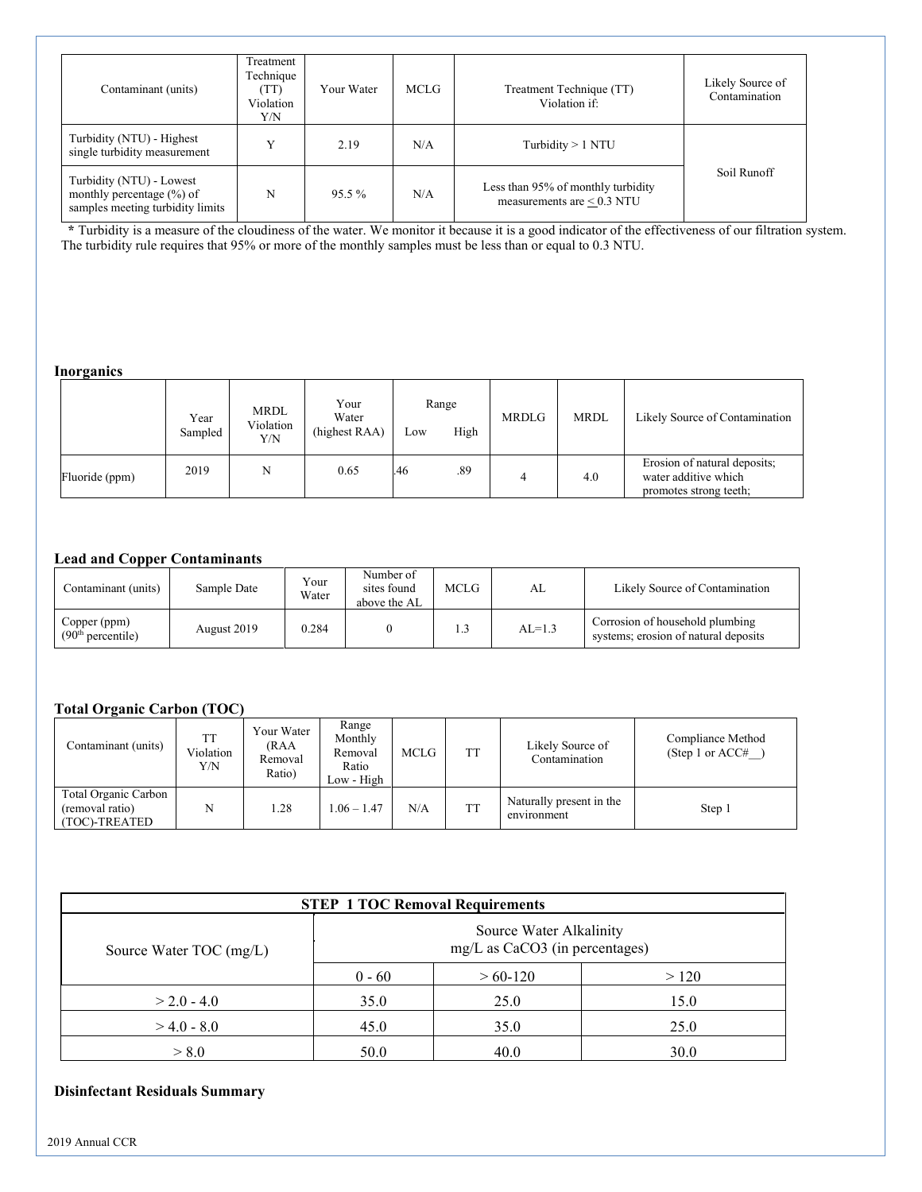| Contaminant (units) | Treatment Technique (TT) Violation Y/N | Your Water | MCLG | Treatment Technique (TT) Violation if: | Likely Source of Contamination |
|---|---|---|---|---|---|
| Turbidity (NTU) - Highest single turbidity measurement | Y | 2.19 | N/A | Turbidity > 1 NTU | Soil Runoff |
| Turbidity (NTU) - Lowest monthly percentage (%) of samples meeting turbidity limits | N | 95.5 % | N/A | Less than 95% of monthly turbidity measurements are ≤ 0.3 NTU | |

* Turbidity is a measure of the cloudiness of the water. We monitor it because it is a good indicator of the effectiveness of our filtration system. The turbidity rule requires that 95% or more of the monthly samples must be less than or equal to 0.3 NTU.

**Inorganics**

| | Year Sampled | MRDL Violation Y/N | Your Water (highest RAA) | Range Low | Range High | MRDLG | MRDL | Likely Source of Contamination |
|---|---|---|---|---|---|---|---|---|
| Fluoride (ppm) | 2019 | N | 0.65 | .46 | .89 | 4 | 4.0 | Erosion of natural deposits; water additive which promotes strong teeth; |

**Lead and Copper Contaminants**

| Contaminant (units) | Sample Date | Your Water | Number of sites found above the AL | MCLG | AL | Likely Source of Contamination |
|---|---|---|---|---|---|---|
| Copper (ppm) (90th percentile) | August 2019 | 0.284 | 0 | 1.3 | AL=1.3 | Corrosion of household plumbing systems; erosion of natural deposits |

**Total Organic Carbon (TOC)**

| Contaminant (units) | TT Violation Y/N | Your Water (RAA Removal Ratio) | Range Monthly Removal Ratio Low - High | MCLG | TT | Likely Source of Contamination | Compliance Method (Step 1 or ACC#__) |
|---|---|---|---|---|---|---|---|
| Total Organic Carbon (removal ratio) (TOC)-TREATED | N | 1.28 | 1.06 – 1.47 | N/A | TT | Naturally present in the environment | Step 1 |

| STEP 1 TOC Removal Requirements | | | |
|---|---|---|---|
| Source Water TOC (mg/L) | Source Water Alkalinity mg/L as CaCO3 (in percentages) | | |
| | 0 - 60 | > 60-120 | > 120 |
| > 2.0 - 4.0 | 35.0 | 25.0 | 15.0 |
| > 4.0 - 8.0 | 45.0 | 35.0 | 25.0 |
| > 8.0 | 50.0 | 40.0 | 30.0 |

**Disinfectant Residuals Summary**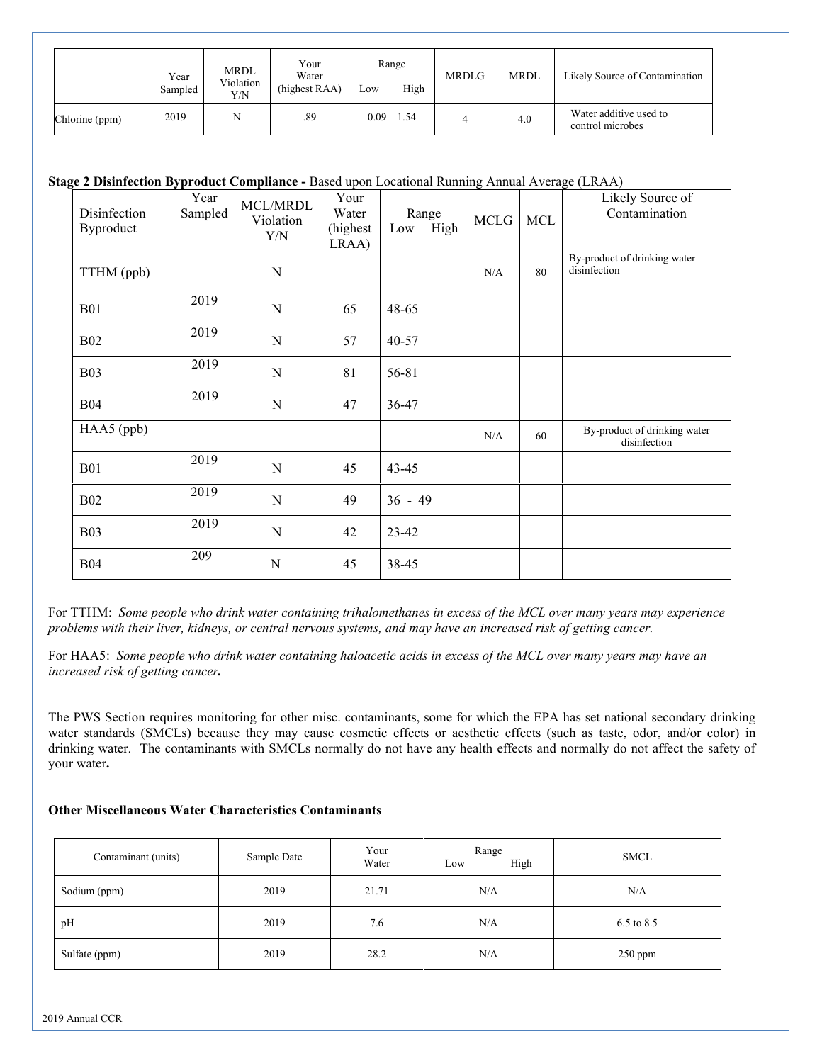| | Year Sampled | MRDL Violation Y/N | Your Water (highest RAA) | Range Low High | MRDLG | MRDL | Likely Source of Contamination |
|---|---|---|---|---|---|---|---|
| Chlorine (ppm) | 2019 | N | .89 | 0.09 – 1.54 | 4 | 4.0 | Water additive used to control microbes |

**Stage 2 Disinfection Byproduct Compliance -** Based upon Locational Running Annual Average (LRAA)

| Disinfection Byproduct | Year Sampled | MCL/MRDL Violation Y/N | Your Water (highest LRAA) | Range Low High | MCLG | MCL | Likely Source of Contamination |
|---|---|---|---|---|---|---|---|
| TTHM (ppb) | | N | | | N/A | 80 | By-product of drinking water disinfection |
| B01 | 2019 | N | 65 | 48-65 | | | |
| B02 | 2019 | N | 57 | 40-57 | | | |
| B03 | 2019 | N | 81 | 56-81 | | | |
| B04 | 2019 | N | 47 | 36-47 | | | |
| HAA5 (ppb) | | | | | N/A | 60 | By-product of drinking water disinfection |
| B01 | 2019 | N | 45 | 43-45 | | | |
| B02 | 2019 | N | 49 | 36 - 49 | | | |
| B03 | 2019 | N | 42 | 23-42 | | | |
| B04 | 209 | N | 45 | 38-45 | | | |

For TTHM: *Some people who drink water containing trihalomethanes in excess of the MCL over many years may experience problems with their liver, kidneys, or central nervous systems, and may have an increased risk of getting cancer.*

For HAA5: *Some people who drink water containing haloacetic acids in excess of the MCL over many years may have an increased risk of getting cancer.*

The PWS Section requires monitoring for other misc. contaminants, some for which the EPA has set national secondary drinking water standards (SMCLs) because they may cause cosmetic effects or aesthetic effects (such as taste, odor, and/or color) in drinking water. The contaminants with SMCLs normally do not have any health effects and normally do not affect the safety of your water**.**

**Other Miscellaneous Water Characteristics Contaminants**

| Contaminant (units) | Sample Date | Your Water | Range Low High | SMCL |
|---|---|---|---|---|
| Sodium (ppm) | 2019 | 21.71 | N/A | N/A |
| pH | 2019 | 7.6 | N/A | 6.5 to 8.5 |
| Sulfate (ppm) | 2019 | 28.2 | N/A | 250 ppm |